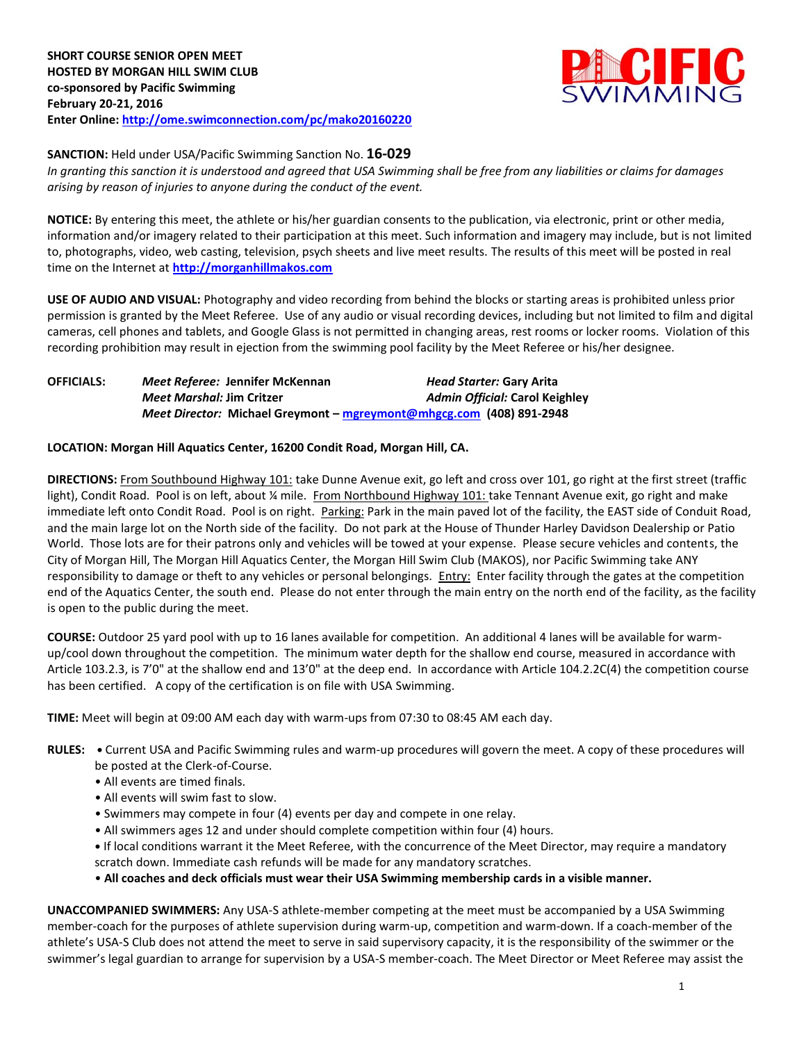**SHORT COURSE SENIOR OPEN MEET**
**HOSTED BY MORGAN HILL SWIM CLUB**
**co-sponsored by Pacific Swimming**
**February 20-21, 2016**
**Enter Online: http://ome.swimconnection.com/pc/mako20160220**

**SANCTION:** Held under USA/Pacific Swimming Sanction No. **16-029**
*In granting this sanction it is understood and agreed that USA Swimming shall be free from any liabilities or claims for damages arising by reason of injuries to anyone during the conduct of the event.*

**NOTICE:** By entering this meet, the athlete or his/her guardian consents to the publication, via electronic, print or other media, information and/or imagery related to their participation at this meet. Such information and imagery may include, but is not limited to, photographs, video, web casting, television, psych sheets and live meet results. The results of this meet will be posted in real time on the Internet at **http://morganhillmakos.com**

**USE OF AUDIO AND VISUAL:** Photography and video recording from behind the blocks or starting areas is prohibited unless prior permission is granted by the Meet Referee. Use of any audio or visual recording devices, including but not limited to film and digital cameras, cell phones and tablets, and Google Glass is not permitted in changing areas, rest rooms or locker rooms. Violation of this recording prohibition may result in ejection from the swimming pool facility by the Meet Referee or his/her designee.

**OFFICIALS:**
*Meet Referee:* **Jennifer McKennan** — *Head Starter:* **Gary Arita**
*Meet Marshal:* **Jim Critzer** — *Admin Official:* **Carol Keighley**
*Meet Director:* **Michael Greymont – mgreymont@mhgcg.com (408) 891-2948**

**LOCATION: Morgan Hill Aquatics Center, 16200 Condit Road, Morgan Hill, CA.**

**DIRECTIONS:** From Southbound Highway 101: take Dunne Avenue exit, go left and cross over 101, go right at the first street (traffic light), Condit Road. Pool is on left, about ¼ mile. From Northbound Highway 101: take Tennant Avenue exit, go right and make immediate left onto Condit Road. Pool is on right. Parking: Park in the main paved lot of the facility, the EAST side of Conduit Road, and the main large lot on the North side of the facility. Do not park at the House of Thunder Harley Davidson Dealership or Patio World. Those lots are for their patrons only and vehicles will be towed at your expense. Please secure vehicles and contents, the City of Morgan Hill, The Morgan Hill Aquatics Center, the Morgan Hill Swim Club (MAKOS), nor Pacific Swimming take ANY responsibility to damage or theft to any vehicles or personal belongings. Entry: Enter facility through the gates at the competition end of the Aquatics Center, the south end. Please do not enter through the main entry on the north end of the facility, as the facility is open to the public during the meet.

**COURSE:** Outdoor 25 yard pool with up to 16 lanes available for competition. An additional 4 lanes will be available for warm-up/cool down throughout the competition. The minimum water depth for the shallow end course, measured in accordance with Article 103.2.3, is 7'0" at the shallow end and 13'0" at the deep end. In accordance with Article 104.2.2C(4) the competition course has been certified. A copy of the certification is on file with USA Swimming.

**TIME:** Meet will begin at 09:00 AM each day with warm-ups from 07:30 to 08:45 AM each day.

**RULES:**
- Current USA and Pacific Swimming rules and warm-up procedures will govern the meet. A copy of these procedures will be posted at the Clerk-of-Course.
- All events are timed finals.
- All events will swim fast to slow.
- Swimmers may compete in four (4) events per day and compete in one relay.
- All swimmers ages 12 and under should complete competition within four (4) hours.
- If local conditions warrant it the Meet Referee, with the concurrence of the Meet Director, may require a mandatory scratch down. Immediate cash refunds will be made for any mandatory scratches.
- **All coaches and deck officials must wear their USA Swimming membership cards in a visible manner.**

**UNACCOMPANIED SWIMMERS:** Any USA-S athlete-member competing at the meet must be accompanied by a USA Swimming member-coach for the purposes of athlete supervision during warm-up, competition and warm-down. If a coach-member of the athlete's USA-S Club does not attend the meet to serve in said supervisory capacity, it is the responsibility of the swimmer or the swimmer's legal guardian to arrange for supervision by a USA-S member-coach. The Meet Director or Meet Referee may assist the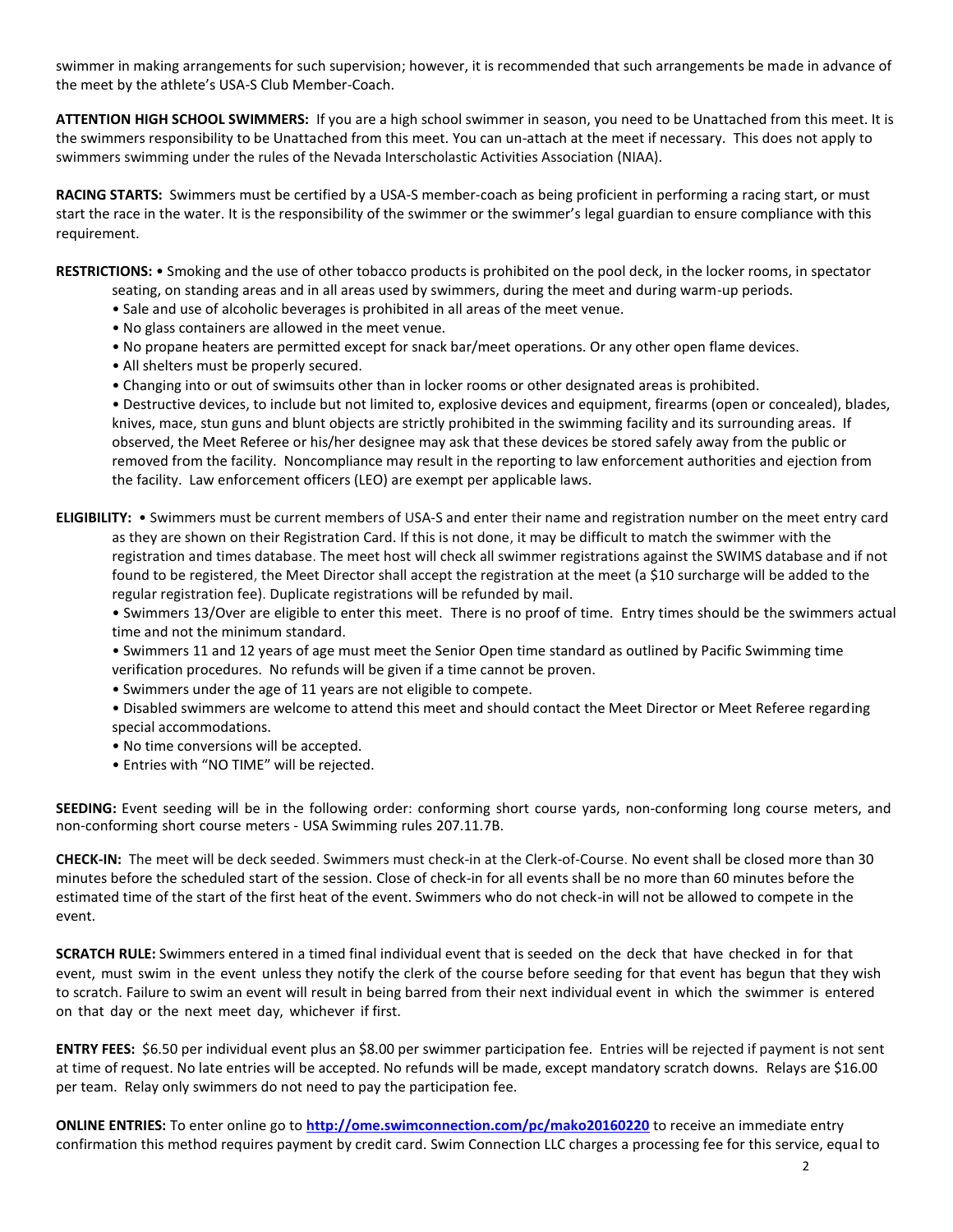swimmer in making arrangements for such supervision; however, it is recommended that such arrangements be made in advance of the meet by the athlete's USA-S Club Member-Coach.

**ATTENTION HIGH SCHOOL SWIMMERS:** If you are a high school swimmer in season, you need to be Unattached from this meet. It is the swimmers responsibility to be Unattached from this meet. You can un-attach at the meet if necessary. This does not apply to swimmers swimming under the rules of the Nevada Interscholastic Activities Association (NIAA).

**RACING STARTS:** Swimmers must be certified by a USA-S member-coach as being proficient in performing a racing start, or must start the race in the water. It is the responsibility of the swimmer or the swimmer's legal guardian to ensure compliance with this requirement.

**RESTRICTIONS:**
- Smoking and the use of other tobacco products is prohibited on the pool deck, in the locker rooms, in spectator seating, on standing areas and in all areas used by swimmers, during the meet and during warm-up periods.
- Sale and use of alcoholic beverages is prohibited in all areas of the meet venue.
- No glass containers are allowed in the meet venue.
- No propane heaters are permitted except for snack bar/meet operations. Or any other open flame devices.
- All shelters must be properly secured.
- Changing into or out of swimsuits other than in locker rooms or other designated areas is prohibited.
- Destructive devices, to include but not limited to, explosive devices and equipment, firearms (open or concealed), blades, knives, mace, stun guns and blunt objects are strictly prohibited in the swimming facility and its surrounding areas. If observed, the Meet Referee or his/her designee may ask that these devices be stored safely away from the public or removed from the facility. Noncompliance may result in the reporting to law enforcement authorities and ejection from the facility. Law enforcement officers (LEO) are exempt per applicable laws.

**ELIGIBILITY:**
- Swimmers must be current members of USA-S and enter their name and registration number on the meet entry card as they are shown on their Registration Card. If this is not done, it may be difficult to match the swimmer with the registration and times database. The meet host will check all swimmer registrations against the SWIMS database and if not found to be registered, the Meet Director shall accept the registration at the meet (a $10 surcharge will be added to the regular registration fee). Duplicate registrations will be refunded by mail.
- Swimmers 13/Over are eligible to enter this meet. There is no proof of time. Entry times should be the swimmers actual time and not the minimum standard.
- Swimmers 11 and 12 years of age must meet the Senior Open time standard as outlined by Pacific Swimming time verification procedures. No refunds will be given if a time cannot be proven.
- Swimmers under the age of 11 years are not eligible to compete.
- Disabled swimmers are welcome to attend this meet and should contact the Meet Director or Meet Referee regarding special accommodations.
- No time conversions will be accepted.
- Entries with "NO TIME" will be rejected.

**SEEDING:** Event seeding will be in the following order: conforming short course yards, non-conforming long course meters, and non-conforming short course meters - USA Swimming rules 207.11.7B.

**CHECK-IN:** The meet will be deck seeded. Swimmers must check-in at the Clerk-of-Course. No event shall be closed more than 30 minutes before the scheduled start of the session. Close of check-in for all events shall be no more than 60 minutes before the estimated time of the start of the first heat of the event. Swimmers who do not check-in will not be allowed to compete in the event.

**SCRATCH RULE:** Swimmers entered in a timed final individual event that is seeded on the deck that have checked in for that event, must swim in the event unless they notify the clerk of the course before seeding for that event has begun that they wish to scratch. Failure to swim an event will result in being barred from their next individual event in which the swimmer is entered on that day or the next meet day, whichever if first.

**ENTRY FEES:** $6.50 per individual event plus an $8.00 per swimmer participation fee. Entries will be rejected if payment is not sent at time of request. No late entries will be accepted. No refunds will be made, except mandatory scratch downs. Relays are $16.00 per team. Relay only swimmers do not need to pay the participation fee.

**ONLINE ENTRIES:** To enter online go to **http://ome.swimconnection.com/pc/mako20160220** to receive an immediate entry confirmation this method requires payment by credit card. Swim Connection LLC charges a processing fee for this service, equal to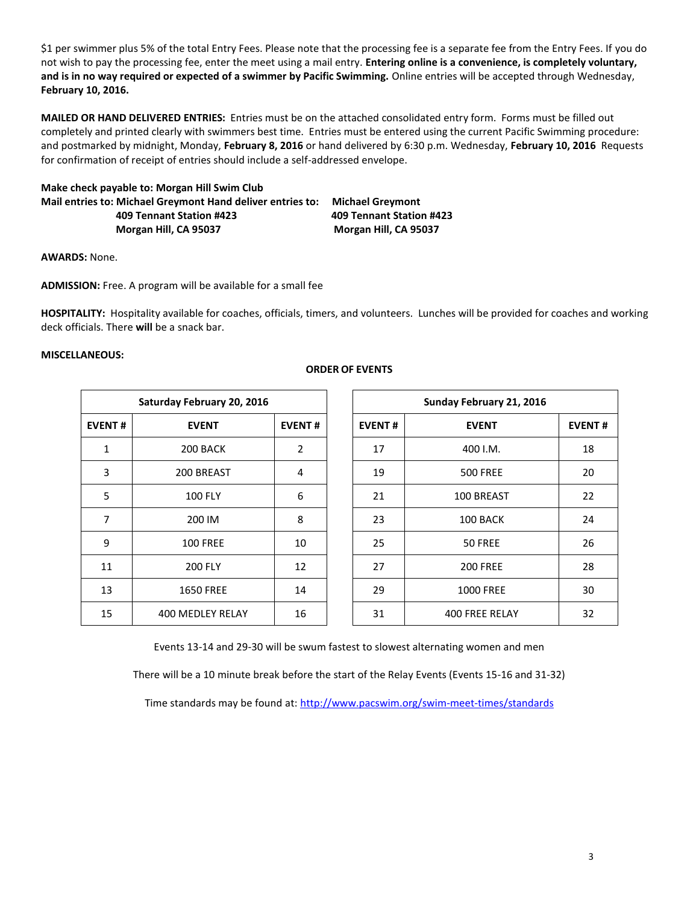$1 per swimmer plus 5% of the total Entry Fees. Please note that the processing fee is a separate fee from the Entry Fees. If you do not wish to pay the processing fee, enter the meet using a mail entry. **Entering online is a convenience, is completely voluntary, and is in no way required or expected of a swimmer by Pacific Swimming.** Online entries will be accepted through Wednesday, **February 10, 2016.**

**MAILED OR HAND DELIVERED ENTRIES:** Entries must be on the attached consolidated entry form. Forms must be filled out completely and printed clearly with swimmers best time. Entries must be entered using the current Pacific Swimming procedure: and postmarked by midnight, Monday, **February 8, 2016** or hand delivered by 6:30 p.m. Wednesday, **February 10, 2016** Requests for confirmation of receipt of entries should include a self-addressed envelope.

**Make check payable to: Morgan Hill Swim Club**

**Mail entries to: Michael Greymont**
**409 Tennant Station #423**
**Morgan Hill, CA 95037**

**Hand deliver entries to: Michael Greymont**
**409 Tennant Station #423**
**Morgan Hill, CA 95037**

**AWARDS:** None.

**ADMISSION:** Free. A program will be available for a small fee

**HOSPITALITY:** Hospitality available for coaches, officials, timers, and volunteers. Lunches will be provided for coaches and working deck officials. There **will** be a snack bar.

**MISCELLANEOUS:**

**ORDER OF EVENTS**

| Saturday February 20, 2016 | | |
|---|---|---|
| **EVENT #** | **EVENT** | **EVENT #** |
| 1 | 200 BACK | 2 |
| 3 | 200 BREAST | 4 |
| 5 | 100 FLY | 6 |
| 7 | 200 IM | 8 |
| 9 | 100 FREE | 10 |
| 11 | 200 FLY | 12 |
| 13 | 1650 FREE | 14 |
| 15 | 400 MEDLEY RELAY | 16 |

| Sunday February 21, 2016 | | |
|---|---|---|
| **EVENT #** | **EVENT** | **EVENT #** |
| 17 | 400 I.M. | 18 |
| 19 | 500 FREE | 20 |
| 21 | 100 BREAST | 22 |
| 23 | 100 BACK | 24 |
| 25 | 50 FREE | 26 |
| 27 | 200 FREE | 28 |
| 29 | 1000 FREE | 30 |
| 31 | 400 FREE RELAY | 32 |

Events 13-14 and 29-30 will be swum fastest to slowest alternating women and men

There will be a 10 minute break before the start of the Relay Events (Events 15-16 and 31-32)

Time standards may be found at: http://www.pacswim.org/swim-meet-times/standards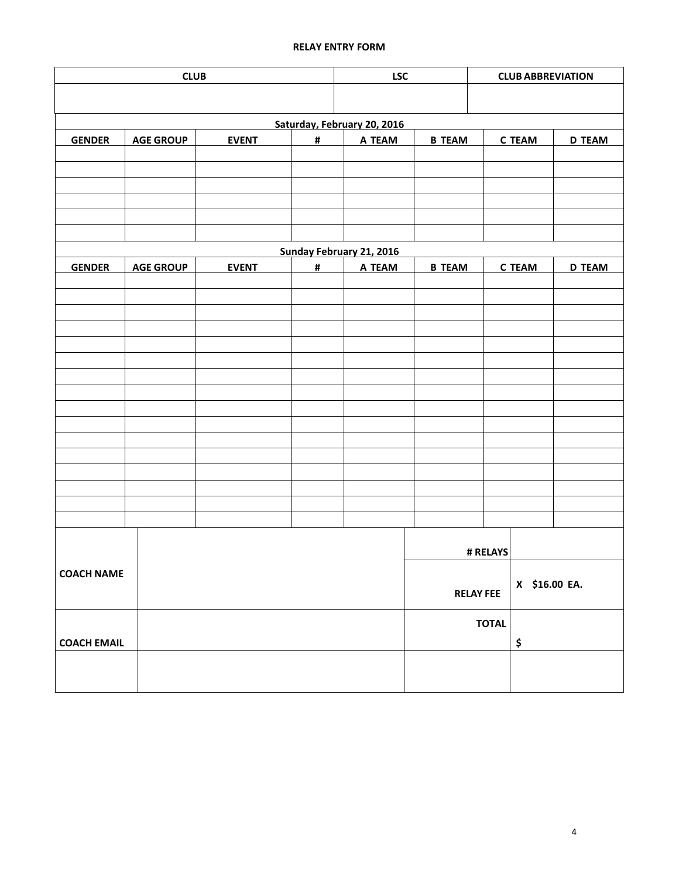**RELAY ENTRY FORM**

| CLUB | LSC | CLUB ABBREVIATION |
|---|---|---|
| | | |

**Saturday, February 20, 2016**

| GENDER | AGE GROUP | EVENT | # | A TEAM | B TEAM | C TEAM | D TEAM |
|---|---|---|---|---|---|---|---|
| | | | | | | | |
| | | | | | | | |
| | | | | | | | |
| | | | | | | | |
| | | | | | | | |
| | | | | | | | |

**Sunday February 21, 2016**

| GENDER | AGE GROUP | EVENT | # | A TEAM | B TEAM | C TEAM | D TEAM |
|---|---|---|---|---|---|---|---|
| | | | | | | | |
| | | | | | | | |
| | | | | | | | |
| | | | | | | | |
| | | | | | | | |
| | | | | | | | |
| | | | | | | | |
| | | | | | | | |
| | | | | | | | |
| | | | | | | | |
| | | | | | | | |
| | | | | | | | |
| | | | | | | | |
| | | | | | | | |
| | | | | | | | |
| | | | | | | | |

| | | | |
|---|---|---|---|
| COACH NAME | | # RELAYS | |
| | | RELAY FEE | X $16.00 EA. |
| COACH EMAIL | | TOTAL | $ |
| | | | |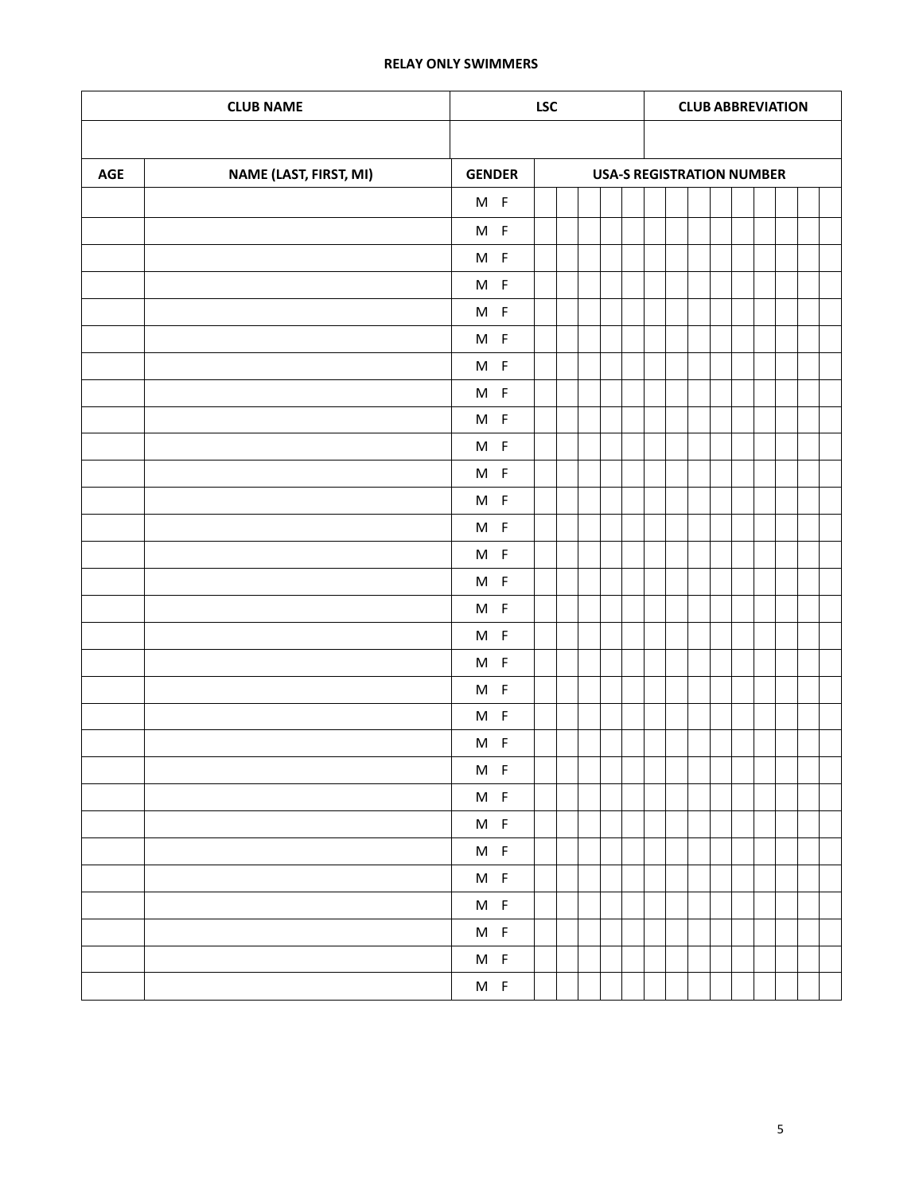**RELAY ONLY SWIMMERS**

| CLUB NAME | | LSC | CLUB ABBREVIATION |
|---|---|---|---|
| | | | |
| **AGE** | **NAME (LAST, FIRST, MI)** | **GENDER** | **USA-S REGISTRATION NUMBER** |
| | | M F | |
| | | M F | |
| | | M F | |
| | | M F | |
| | | M F | |
| | | M F | |
| | | M F | |
| | | M F | |
| | | M F | |
| | | M F | |
| | | M F | |
| | | M F | |
| | | M F | |
| | | M F | |
| | | M F | |
| | | M F | |
| | | M F | |
| | | M F | |
| | | M F | |
| | | M F | |
| | | M F | |
| | | M F | |
| | | M F | |
| | | M F | |
| | | M F | |
| | | M F | |
| | | M F | |
| | | M F | |
| | | M F | |
| | | M F | |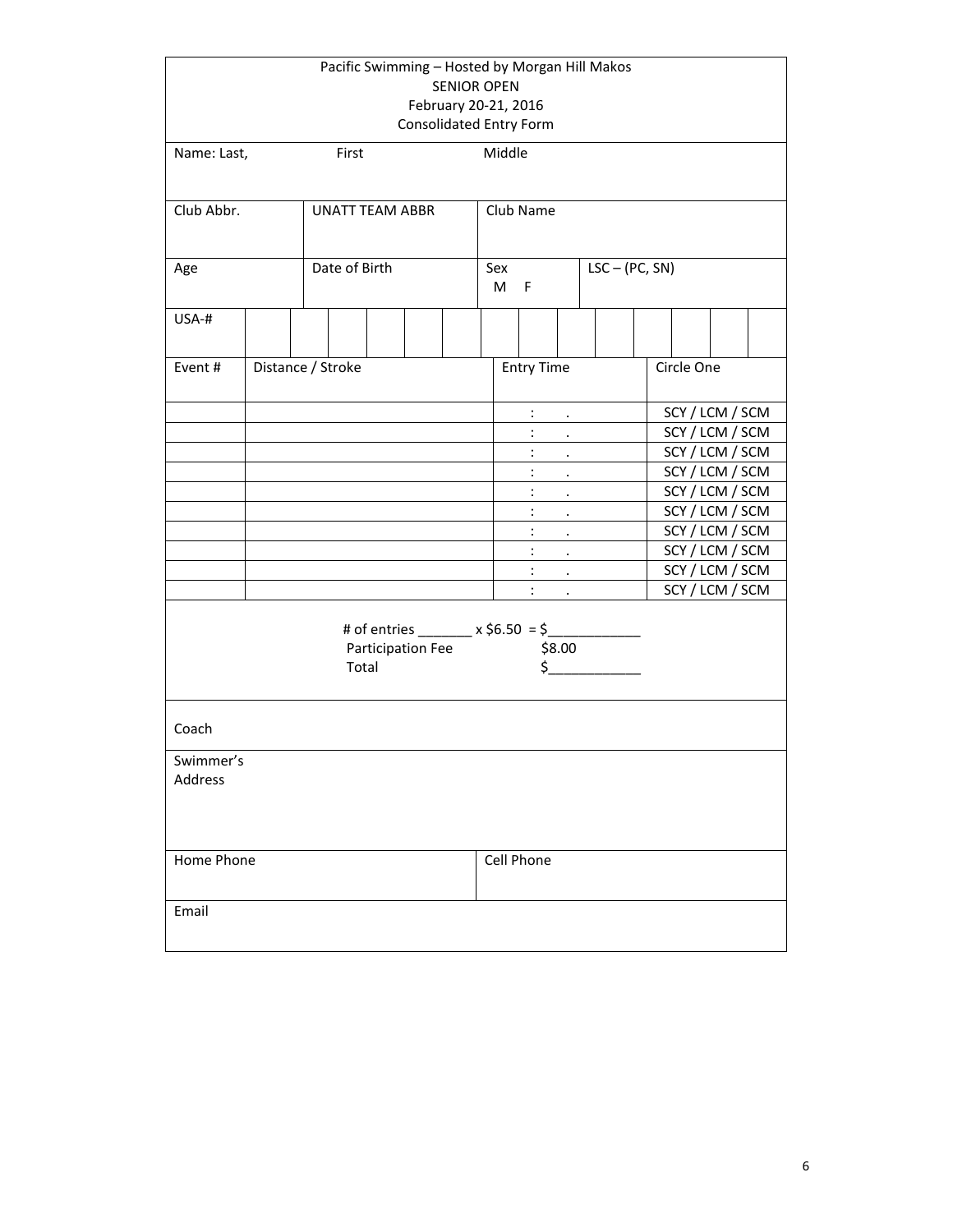Pacific Swimming – Hosted by Morgan Hill Makos

SENIOR OPEN

February 20-21, 2016

Consolidated Entry Form

| Name: Last, | First | Middle |
| --- | --- | --- |
| | | |

| Club Abbr. | UNATT TEAM ABBR | Club Name |
| --- | --- | --- |
| | | |

| Age | Date of Birth | Sex M F | LSC – (PC, SN) |
| --- | --- | --- | --- |
| | | | |

| USA-# | | | | | | | | | | | | | | |
| --- | --- | --- | --- | --- | --- | --- | --- | --- | --- | --- | --- | --- | --- | --- |
| | | | | | | | | | | | | | | |

| Event # | Distance / Stroke | Entry Time | Circle One |
| --- | --- | --- | --- |
| | | : . | SCY / LCM / SCM |
| | | : . | SCY / LCM / SCM |
| | | : . | SCY / LCM / SCM |
| | | : . | SCY / LCM / SCM |
| | | : . | SCY / LCM / SCM |
| | | : . | SCY / LCM / SCM |
| | | : . | SCY / LCM / SCM |
| | | : . | SCY / LCM / SCM |
| | | : . | SCY / LCM / SCM |
| | | : . | SCY / LCM / SCM |

# of entries _______ x $6.50 = $____________

Participation Fee $8.00

Total $____________

Coach

Swimmer's Address

| Home Phone | Cell Phone |
| --- | --- |
| | |

Email